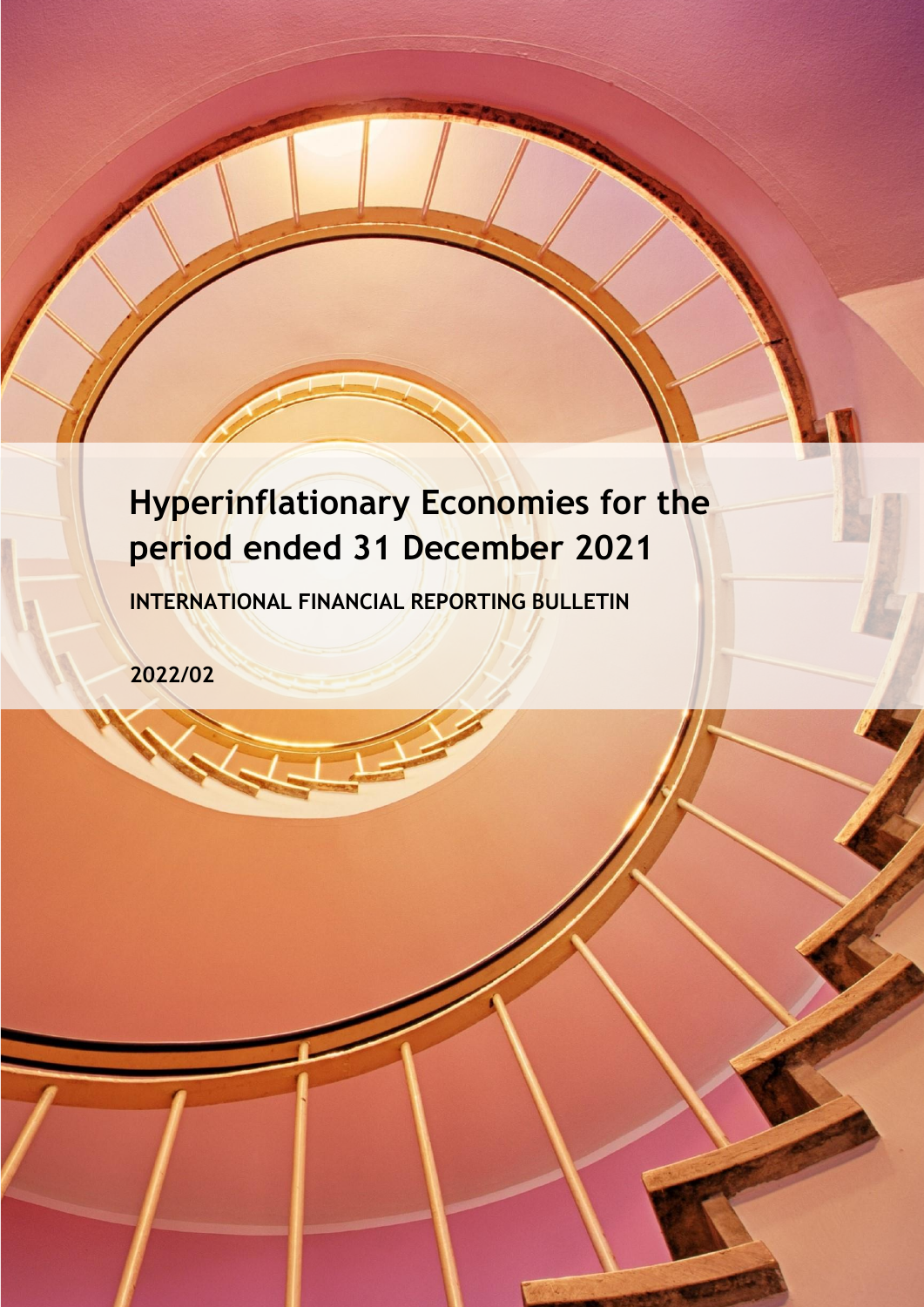# Hyperinflationary Economies for the period ended 31 December 2021

**INTERNATIONAL FINANCIAL REPORTING BULLETIN**

**2022/02**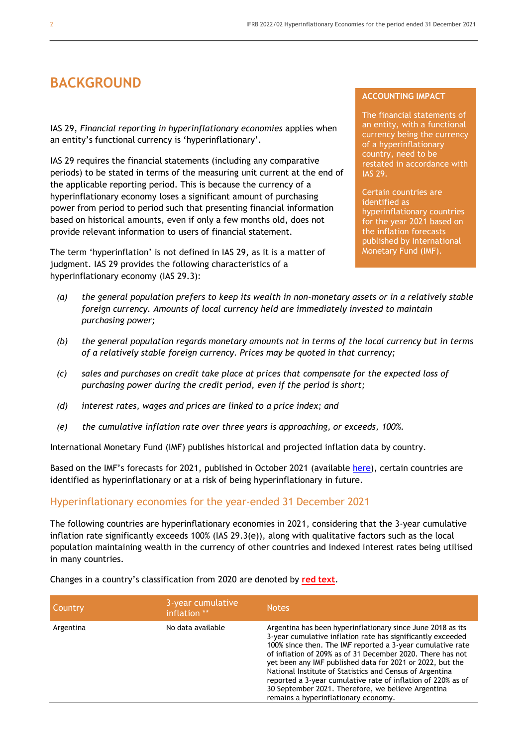# BACKGROUND

**ACCOUNTING IMPACT**

The financial statements of an entity, with a functional currency being the currency of a hyperinflationary country, need to be restated in accordance with IAS 29.

Certain countries are identified as hyperinflationary countries for the year 2021 based on the inflation forecasts published by International Monetary Fund (IMF).

IAS 29, *Financial reporting in hyperinflationary economies* applies when an entity's functional currency is 'hyperinflationary'.

IAS 29 requires the financial statements (including any comparative periods) to be stated in terms of the measuring unit current at the end of the applicable reporting period. This is because the currency of a hyperinflationary economy loses a significant amount of purchasing power from period to period such that presenting financial information based on historical amounts, even if only a few months old, does not provide relevant information to users of financial statement.

The term 'hyperinflation' is not defined in IAS 29, as it is a matter of judgment. IAS 29 provides the following characteristics of a hyperinflationary economy (IAS 29.3):

*(a)* *the general population prefers to keep its wealth in non-monetary assets or in a relatively stable foreign currency. Amounts of local currency held are immediately invested to maintain purchasing power;*

*(b)* *the general population regards monetary amounts not in terms of the local currency but in terms of a relatively stable foreign currency. Prices may be quoted in that currency;*

*(c)* *sales and purchases on credit take place at prices that compensate for the expected loss of purchasing power during the credit period, even if the period is short;*

*(d)* *interest rates, wages and prices are linked to a price index; and*

*(e)* *the cumulative inflation rate over three years is approaching, or exceeds, 100%.*

International Monetary Fund (IMF) publishes historical and projected inflation data by country.

Based on the IMF's forecasts for 2021, published in October 2021 (available here), certain countries are identified as hyperinflationary or at a risk of being hyperinflationary in future.

## Hyperinflationary economies for the year-ended 31 December 2021

The following countries are hyperinflationary economies in 2021, considering that the 3-year cumulative inflation rate significantly exceeds 100% (IAS 29.3(e)), along with qualitative factors such as the local population maintaining wealth in the currency of other countries and indexed interest rates being utilised in many countries.

Changes in a country's classification from 2020 are denoted by **red text**.

| Country | 3-year cumulative inflation ** | Notes |
|---|---|---|
| Argentina | No data available | Argentina has been hyperinflationary since June 2018 as its 3-year cumulative inflation rate has significantly exceeded 100% since then. The IMF reported a 3-year cumulative rate of inflation of 209% as of 31 December 2020. There has not yet been any IMF published data for 2021 or 2022, but the National Institute of Statistics and Census of Argentina reported a 3-year cumulative rate of inflation of 220% as of 30 September 2021. Therefore, we believe Argentina remains a hyperinflationary economy. |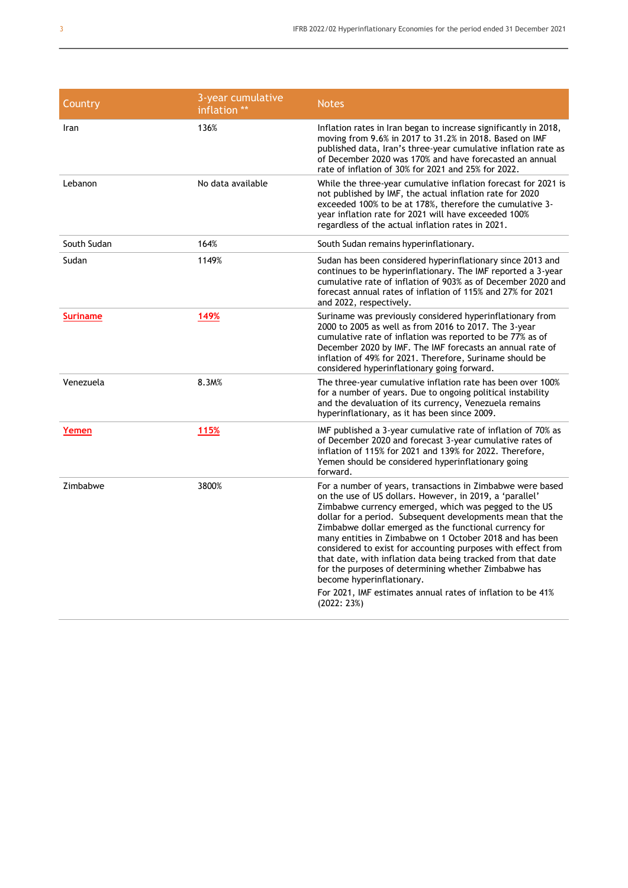| Country | 3-year cumulative inflation ** | Notes |
|---|---|---|
| Iran | 136% | Inflation rates in Iran began to increase significantly in 2018, moving from 9.6% in 2017 to 31.2% in 2018. Based on IMF published data, Iran's three-year cumulative inflation rate as of December 2020 was 170% and have forecasted an annual rate of inflation of 30% for 2021 and 25% for 2022. |
| Lebanon | No data available | While the three-year cumulative inflation forecast for 2021 is not published by IMF, the actual inflation rate for 2020 exceeded 100% to be at 178%, therefore the cumulative 3-year inflation rate for 2021 will have exceeded 100% regardless of the actual inflation rates in 2021. |
| South Sudan | 164% | South Sudan remains hyperinflationary. |
| Sudan | 1149% | Sudan has been considered hyperinflationary since 2013 and continues to be hyperinflationary. The IMF reported a 3-year cumulative rate of inflation of 903% as of December 2020 and forecast annual rates of inflation of 115% and 27% for 2021 and 2022, respectively. |
| **Suriname** | **149%** | Suriname was previously considered hyperinflationary from 2000 to 2005 as well as from 2016 to 2017. The 3-year cumulative rate of inflation was reported to be 77% as of December 2020 by IMF. The IMF forecasts an annual rate of inflation of 49% for 2021. Therefore, Suriname should be considered hyperinflationary going forward. |
| Venezuela | 8.3M% | The three-year cumulative inflation rate has been over 100% for a number of years. Due to ongoing political instability and the devaluation of its currency, Venezuela remains hyperinflationary, as it has been since 2009. |
| **Yemen** | **115%** | IMF published a 3-year cumulative rate of inflation of 70% as of December 2020 and forecast 3-year cumulative rates of inflation of 115% for 2021 and 139% for 2022. Therefore, Yemen should be considered hyperinflationary going forward. |
| Zimbabwe | 3800% | For a number of years, transactions in Zimbabwe were based on the use of US dollars. However, in 2019, a 'parallel' Zimbabwe currency emerged, which was pegged to the US dollar for a period. Subsequent developments mean that the Zimbabwe dollar emerged as the functional currency for many entities in Zimbabwe on 1 October 2018 and has been considered to exist for accounting purposes with effect from that date, with inflation data being tracked from that date for the purposes of determining whether Zimbabwe has become hyperinflationary.<br><br>For 2021, IMF estimates annual rates of inflation to be 41% (2022: 23%) |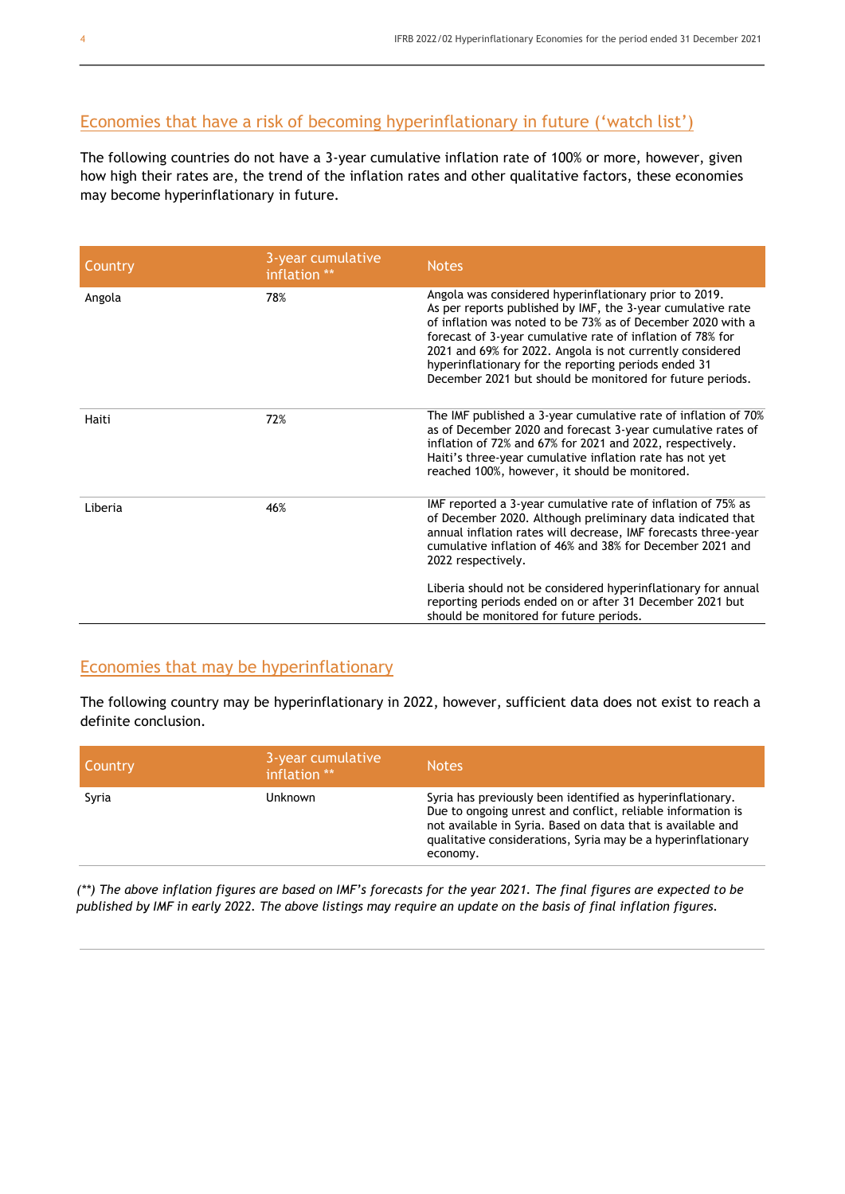## Economies that have a risk of becoming hyperinflationary in future ('watch list')

The following countries do not have a 3-year cumulative inflation rate of 100% or more, however, given how high their rates are, the trend of the inflation rates and other qualitative factors, these economies may become hyperinflationary in future.

| Country | 3-year cumulative inflation ** | Notes |
|---|---|---|
| Angola | 78% | Angola was considered hyperinflationary prior to 2019. As per reports published by IMF, the 3-year cumulative rate of inflation was noted to be 73% as of December 2020 with a forecast of 3-year cumulative rate of inflation of 78% for 2021 and 69% for 2022. Angola is not currently considered hyperinflationary for the reporting periods ended 31 December 2021 but should be monitored for future periods. |
| Haiti | 72% | The IMF published a 3-year cumulative rate of inflation of 70% as of December 2020 and forecast 3-year cumulative rates of inflation of 72% and 67% for 2021 and 2022, respectively. Haiti's three-year cumulative inflation rate has not yet reached 100%, however, it should be monitored. |
| Liberia | 46% | IMF reported a 3-year cumulative rate of inflation of 75% as of December 2020. Although preliminary data indicated that annual inflation rates will decrease, IMF forecasts three-year cumulative inflation of 46% and 38% for December 2021 and 2022 respectively.<br><br>Liberia should not be considered hyperinflationary for annual reporting periods ended on or after 31 December 2021 but should be monitored for future periods. |

## Economies that may be hyperinflationary

The following country may be hyperinflationary in 2022, however, sufficient data does not exist to reach a definite conclusion.

| Country | 3-year cumulative inflation ** | Notes |
|---|---|---|
| Syria | Unknown | Syria has previously been identified as hyperinflationary. Due to ongoing unrest and conflict, reliable information is not available in Syria. Based on data that is available and qualitative considerations, Syria may be a hyperinflationary economy. |

*(\*\*) The above inflation figures are based on IMF's forecasts for the year 2021. The final figures are expected to be published by IMF in early 2022. The above listings may require an update on the basis of final inflation figures.*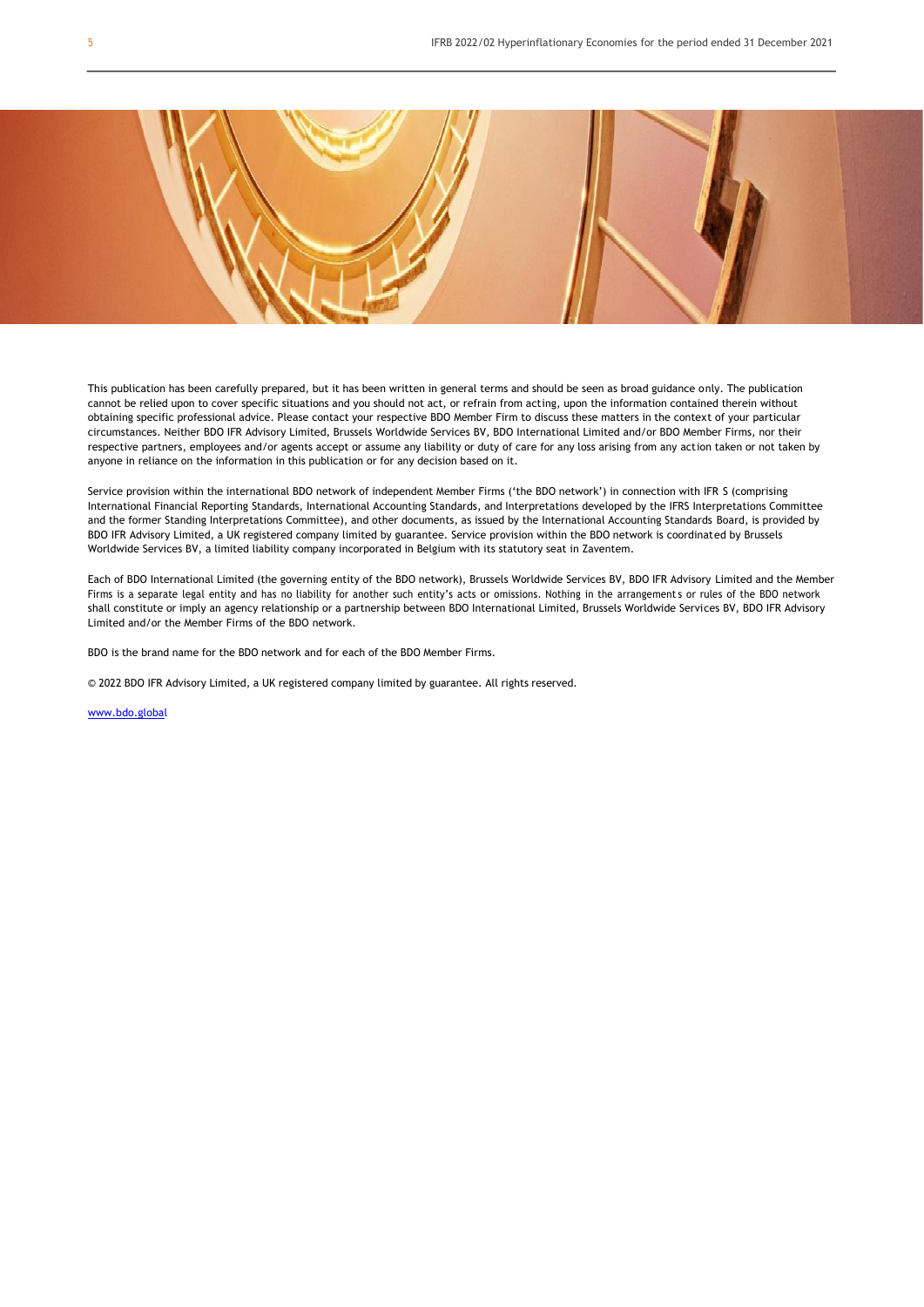This publication has been carefully prepared, but it has been written in general terms and should be seen as broad guidance only. The publication cannot be relied upon to cover specific situations and you should not act, or refrain from acting, upon the information contained therein without obtaining specific professional advice. Please contact your respective BDO Member Firm to discuss these matters in the context of your particular circumstances. Neither BDO IFR Advisory Limited, Brussels Worldwide Services BV, BDO International Limited and/or BDO Member Firms, nor their respective partners, employees and/or agents accept or assume any liability or duty of care for any loss arising from any action taken or not taken by anyone in reliance on the information in this publication or for any decision based on it.

Service provision within the international BDO network of independent Member Firms ('the BDO network') in connection with IFR S (comprising International Financial Reporting Standards, International Accounting Standards, and Interpretations developed by the IFRS Interpretations Committee and the former Standing Interpretations Committee), and other documents, as issued by the International Accounting Standards Board, is provided by BDO IFR Advisory Limited, a UK registered company limited by guarantee. Service provision within the BDO network is coordinated by Brussels Worldwide Services BV, a limited liability company incorporated in Belgium with its statutory seat in Zaventem.

Each of BDO International Limited (the governing entity of the BDO network), Brussels Worldwide Services BV, BDO IFR Advisory Limited and the Member Firms is a separate legal entity and has no liability for another such entity's acts or omissions. Nothing in the arrangements or rules of the BDO network shall constitute or imply an agency relationship or a partnership between BDO International Limited, Brussels Worldwide Services BV, BDO IFR Advisory Limited and/or the Member Firms of the BDO network.

BDO is the brand name for the BDO network and for each of the BDO Member Firms.

© 2022 BDO IFR Advisory Limited, a UK registered company limited by guarantee. All rights reserved.

www.bdo.global